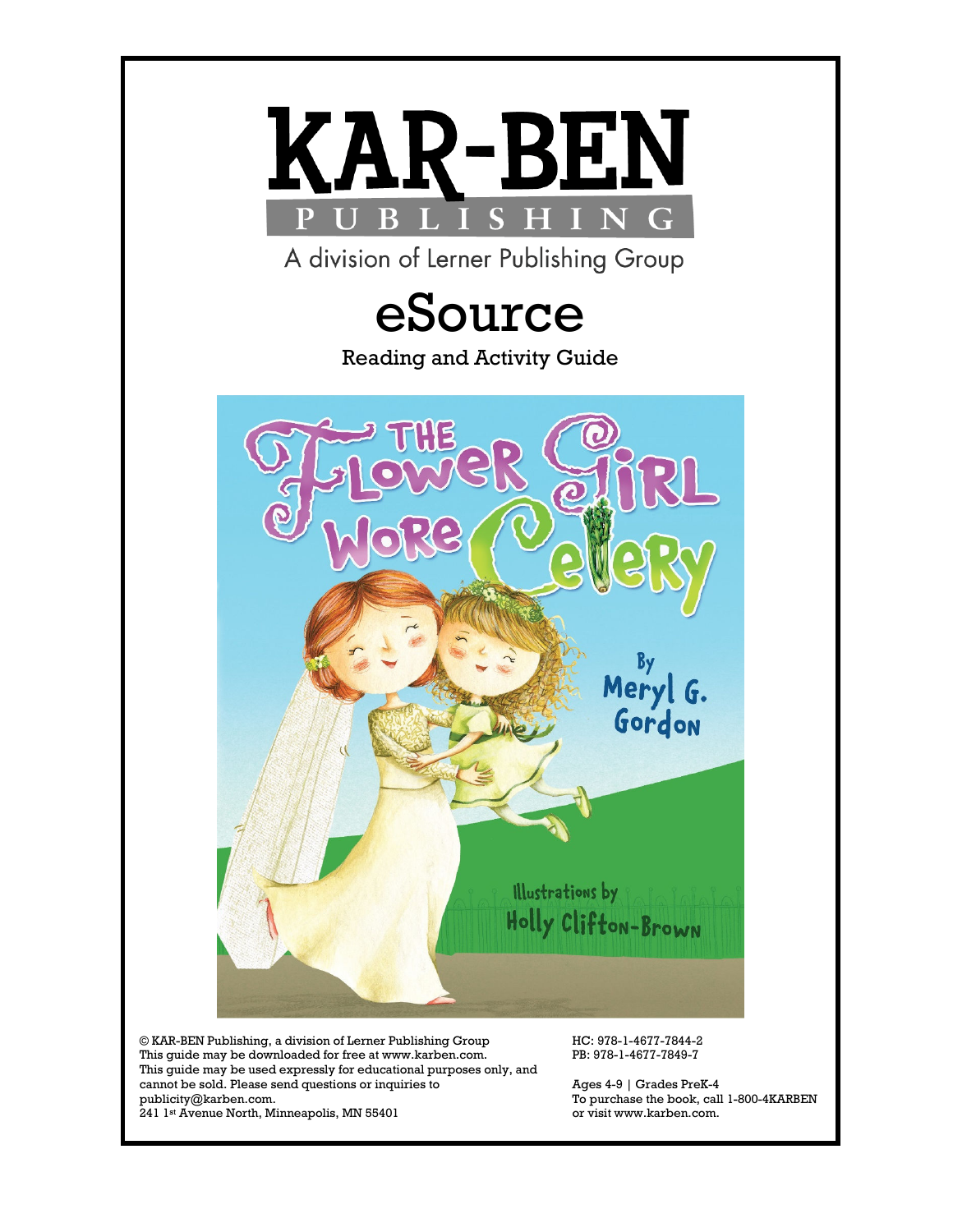# KAR-BEN PUBLISHING

A division of Lerner Publishing Group

# eSource

## Reading and Activity Guide

# The Flower Girl Wore Celery

By Meryl G. Gordon

Illustrations by Holly Clifton-Brown

© KAR-BEN Publishing, a division of Lerner Publishing Group
This guide may be downloaded for free at www.karben.com.
This guide may be used expressly for educational purposes only, and cannot be sold. Please send questions or inquiries to publicity@karben.com.
241 1st Avenue North, Minneapolis, MN 55401

HC: 978-1-4677-7844-2
PB: 978-1-4677-7849-7

Ages 4-9 | Grades PreK-4
To purchase the book, call 1-800-4KARBEN or visit www.karben.com.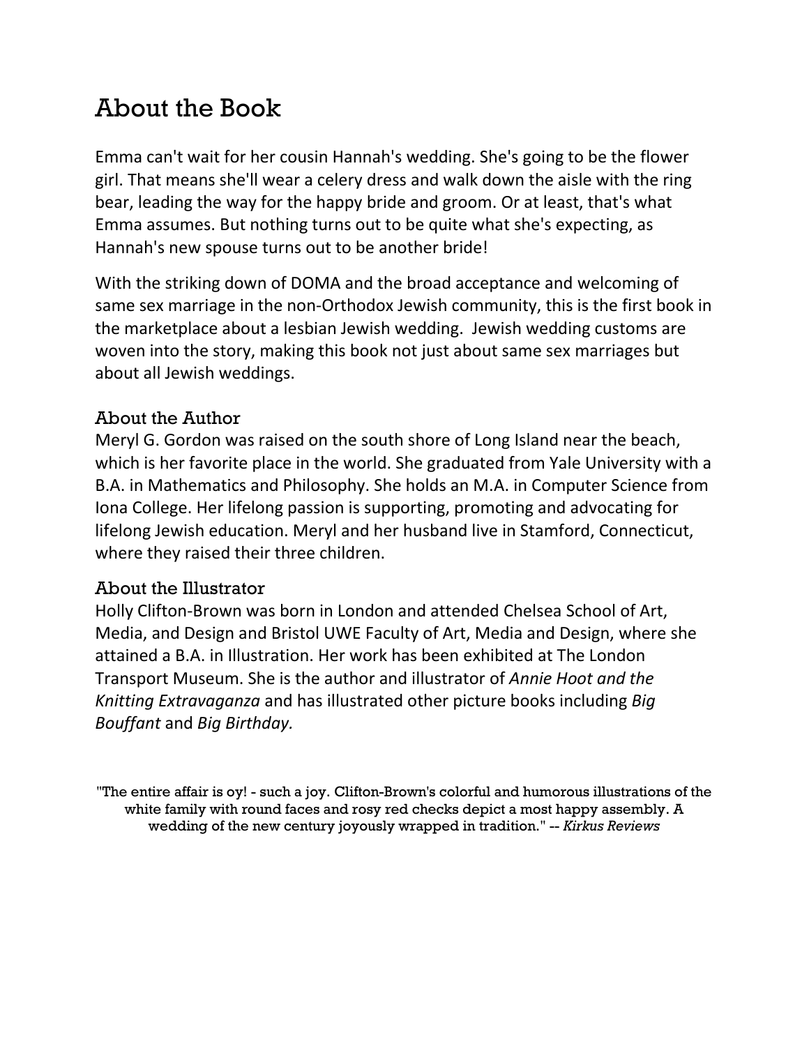# About the Book

Emma can't wait for her cousin Hannah's wedding. She's going to be the flower girl. That means she'll wear a celery dress and walk down the aisle with the ring bear, leading the way for the happy bride and groom. Or at least, that's what Emma assumes. But nothing turns out to be quite what she's expecting, as Hannah's new spouse turns out to be another bride!

With the striking down of DOMA and the broad acceptance and welcoming of same sex marriage in the non-Orthodox Jewish community, this is the first book in the marketplace about a lesbian Jewish wedding. Jewish wedding customs are woven into the story, making this book not just about same sex marriages but about all Jewish weddings.

## About the Author

Meryl G. Gordon was raised on the south shore of Long Island near the beach, which is her favorite place in the world. She graduated from Yale University with a B.A. in Mathematics and Philosophy. She holds an M.A. in Computer Science from Iona College. Her lifelong passion is supporting, promoting and advocating for lifelong Jewish education. Meryl and her husband live in Stamford, Connecticut, where they raised their three children.

## About the Illustrator

Holly Clifton-Brown was born in London and attended Chelsea School of Art, Media, and Design and Bristol UWE Faculty of Art, Media and Design, where she attained a B.A. in Illustration. Her work has been exhibited at The London Transport Museum. She is the author and illustrator of *Annie Hoot and the Knitting Extravaganza* and has illustrated other picture books including *Big Bouffant* and *Big Birthday.*

"The entire affair is oy! - such a joy. Clifton-Brown's colorful and humorous illustrations of the white family with round faces and rosy red checks depict a most happy assembly. A wedding of the new century joyously wrapped in tradition." -- *Kirkus Reviews*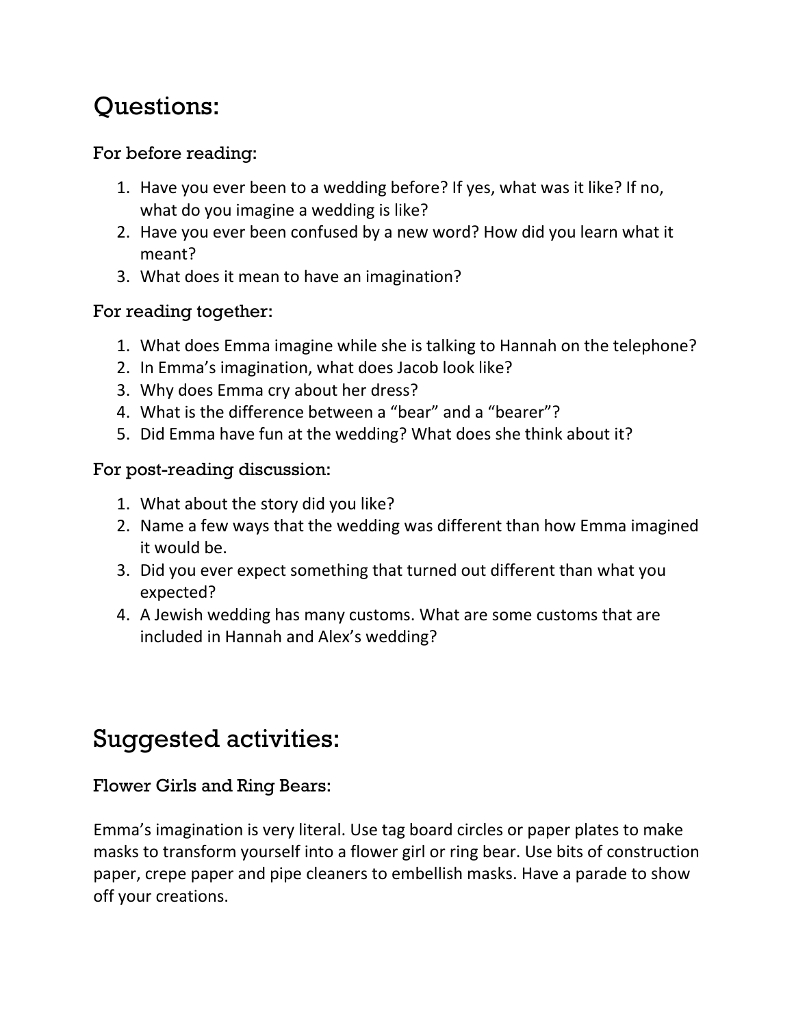# Questions:

### For before reading:

1. Have you ever been to a wedding before? If yes, what was it like? If no, what do you imagine a wedding is like?
2. Have you ever been confused by a new word? How did you learn what it meant?
3. What does it mean to have an imagination?

### For reading together:

1. What does Emma imagine while she is talking to Hannah on the telephone?
2. In Emma's imagination, what does Jacob look like?
3. Why does Emma cry about her dress?
4. What is the difference between a "bear" and a "bearer"?
5. Did Emma have fun at the wedding? What does she think about it?

### For post-reading discussion:

1. What about the story did you like?
2. Name a few ways that the wedding was different than how Emma imagined it would be.
3. Did you ever expect something that turned out different than what you expected?
4. A Jewish wedding has many customs. What are some customs that are included in Hannah and Alex's wedding?

# Suggested activities:

### Flower Girls and Ring Bears:

Emma's imagination is very literal. Use tag board circles or paper plates to make masks to transform yourself into a flower girl or ring bear. Use bits of construction paper, crepe paper and pipe cleaners to embellish masks. Have a parade to show off your creations.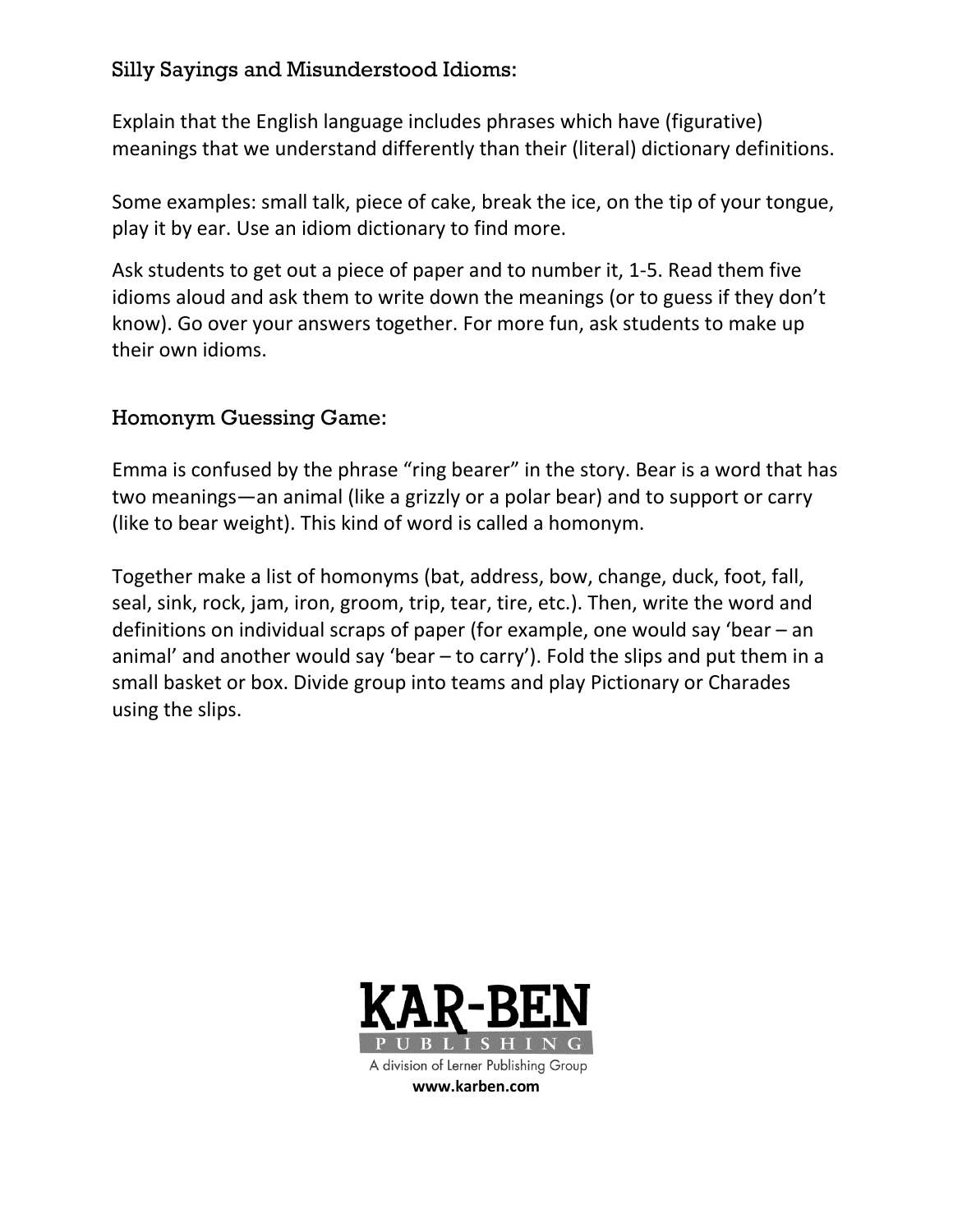## Silly Sayings and Misunderstood Idioms:

Explain that the English language includes phrases which have (figurative) meanings that we understand differently than their (literal) dictionary definitions.

Some examples: small talk, piece of cake, break the ice, on the tip of your tongue, play it by ear. Use an idiom dictionary to find more.

Ask students to get out a piece of paper and to number it, 1-5. Read them five idioms aloud and ask them to write down the meanings (or to guess if they don't know). Go over your answers together. For more fun, ask students to make up their own idioms.

## Homonym Guessing Game:

Emma is confused by the phrase "ring bearer" in the story. Bear is a word that has two meanings—an animal (like a grizzly or a polar bear) and to support or carry (like to bear weight). This kind of word is called a homonym.

Together make a list of homonyms (bat, address, bow, change, duck, foot, fall, seal, sink, rock, jam, iron, groom, trip, tear, tire, etc.). Then, write the word and definitions on individual scraps of paper (for example, one would say 'bear – an animal' and another would say 'bear – to carry'). Fold the slips and put them in a small basket or box. Divide group into teams and play Pictionary or Charades using the slips.

KAR-BEN PUBLISHING

A division of Lerner Publishing Group

**www.karben.com**